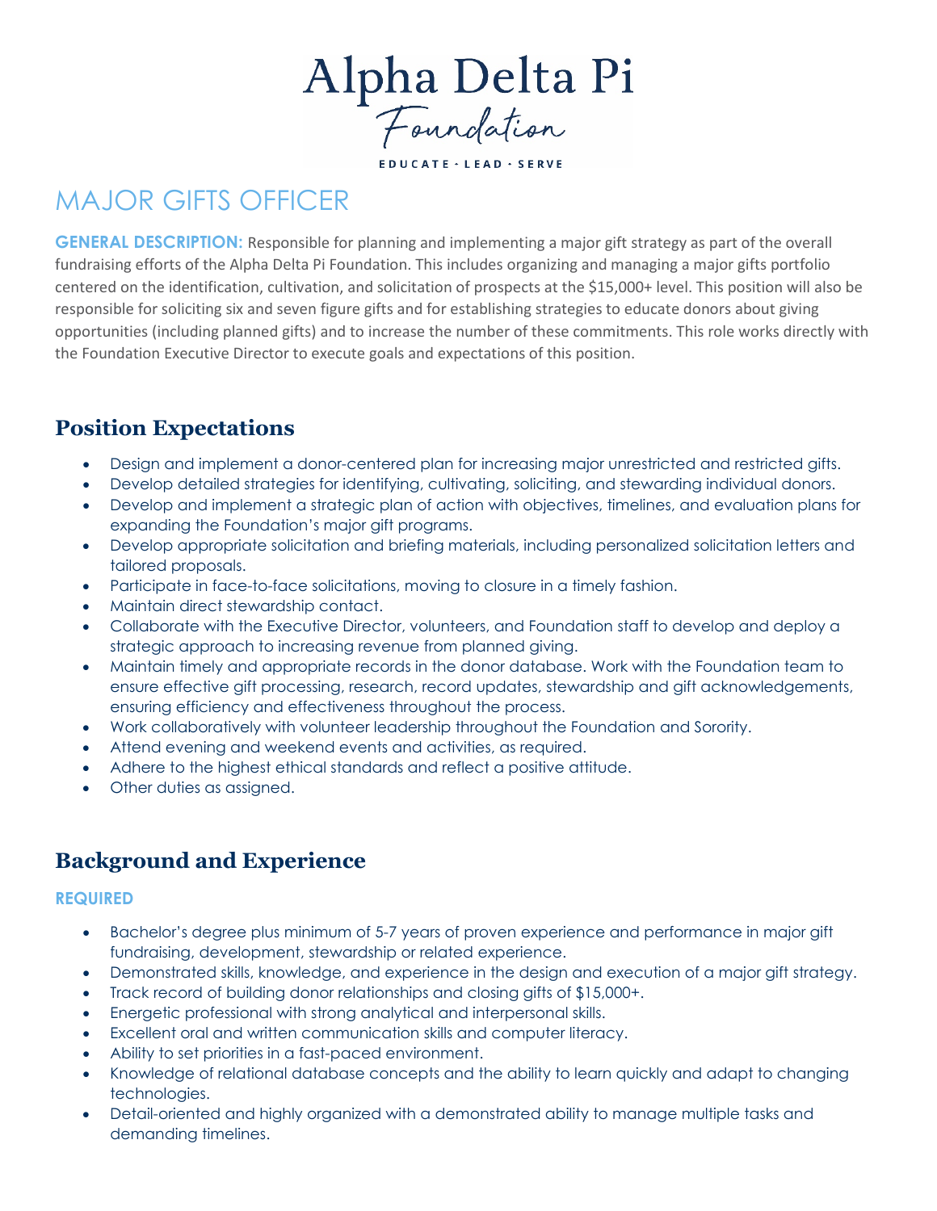# Alpha Delta Pi Foundation

EDUCATE · LEAD · SERVE

# MAJOR GIFTS OFFICER

**GENERAL DESCRIPTION:** Responsible for planning and implementing a major gift strategy as part of the overall fundraising efforts of the Alpha Delta Pi Foundation. This includes organizing and managing a major gifts portfolio centered on the identification, cultivation, and solicitation of prospects at the $15,000+ level. This position will also be responsible for soliciting six and seven figure gifts and for establishing strategies to educate donors about giving opportunities (including planned gifts) and to increase the number of these commitments. This role works directly with the Foundation Executive Director to execute goals and expectations of this position.

## Position Expectations

- Design and implement a donor-centered plan for increasing major unrestricted and restricted gifts.
- Develop detailed strategies for identifying, cultivating, soliciting, and stewarding individual donors.
- Develop and implement a strategic plan of action with objectives, timelines, and evaluation plans for expanding the Foundation's major gift programs.
- Develop appropriate solicitation and briefing materials, including personalized solicitation letters and tailored proposals.
- Participate in face-to-face solicitations, moving to closure in a timely fashion.
- Maintain direct stewardship contact.
- Collaborate with the Executive Director, volunteers, and Foundation staff to develop and deploy a strategic approach to increasing revenue from planned giving.
- Maintain timely and appropriate records in the donor database. Work with the Foundation team to ensure effective gift processing, research, record updates, stewardship and gift acknowledgements, ensuring efficiency and effectiveness throughout the process.
- Work collaboratively with volunteer leadership throughout the Foundation and Sorority.
- Attend evening and weekend events and activities, as required.
- Adhere to the highest ethical standards and reflect a positive attitude.
- Other duties as assigned.

## Background and Experience

### REQUIRED

- Bachelor's degree plus minimum of 5-7 years of proven experience and performance in major gift fundraising, development, stewardship or related experience.
- Demonstrated skills, knowledge, and experience in the design and execution of a major gift strategy.
- Track record of building donor relationships and closing gifts of $15,000+.
- Energetic professional with strong analytical and interpersonal skills.
- Excellent oral and written communication skills and computer literacy.
- Ability to set priorities in a fast-paced environment.
- Knowledge of relational database concepts and the ability to learn quickly and adapt to changing technologies.
- Detail-oriented and highly organized with a demonstrated ability to manage multiple tasks and demanding timelines.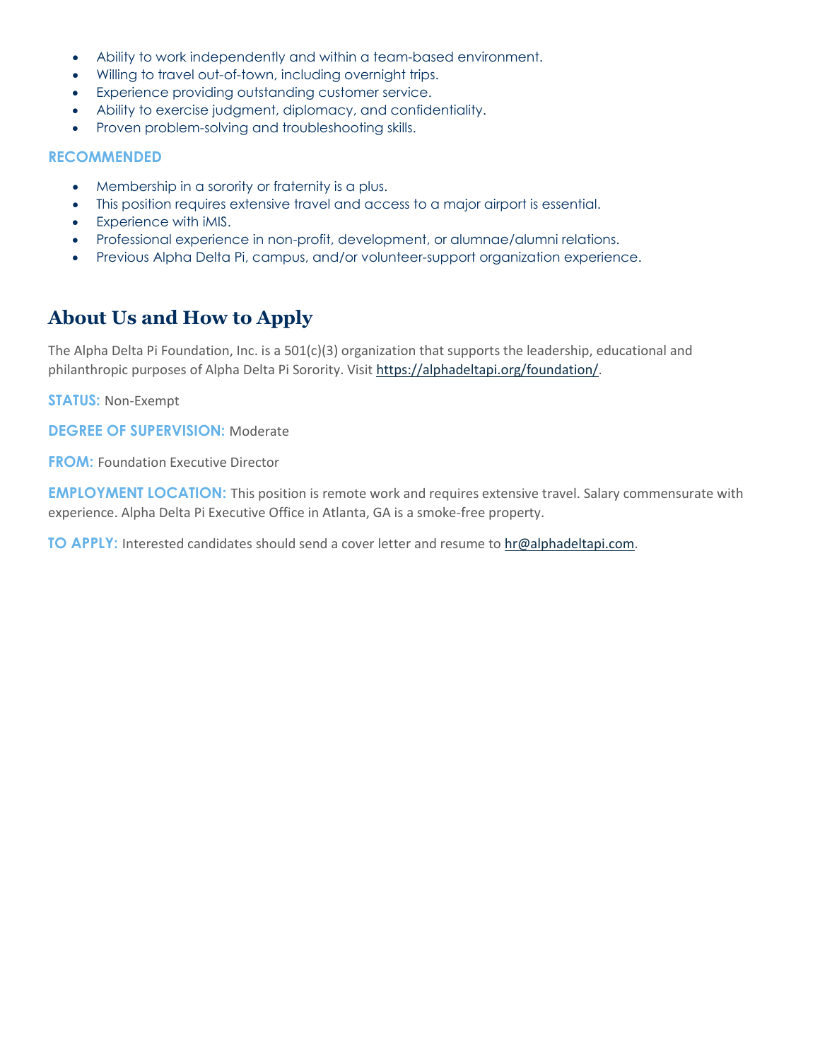- Ability to work independently and within a team-based environment.
- Willing to travel out-of-town, including overnight trips.
- Experience providing outstanding customer service.
- Ability to exercise judgment, diplomacy, and confidentiality.
- Proven problem-solving and troubleshooting skills.

### RECOMMENDED

- Membership in a sorority or fraternity is a plus.
- This position requires extensive travel and access to a major airport is essential.
- Experience with iMIS.
- Professional experience in non-profit, development, or alumnae/alumni relations.
- Previous Alpha Delta Pi, campus, and/or volunteer-support organization experience.

## About Us and How to Apply

The Alpha Delta Pi Foundation, Inc. is a 501(c)(3) organization that supports the leadership, educational and philanthropic purposes of Alpha Delta Pi Sorority. Visit https://alphadeltapi.org/foundation/.

**STATUS:** Non-Exempt

**DEGREE OF SUPERVISION:** Moderate

**FROM:** Foundation Executive Director

**EMPLOYMENT LOCATION:** This position is remote work and requires extensive travel. Salary commensurate with experience. Alpha Delta Pi Executive Office in Atlanta, GA is a smoke-free property.

**TO APPLY:** Interested candidates should send a cover letter and resume to hr@alphadeltapi.com.